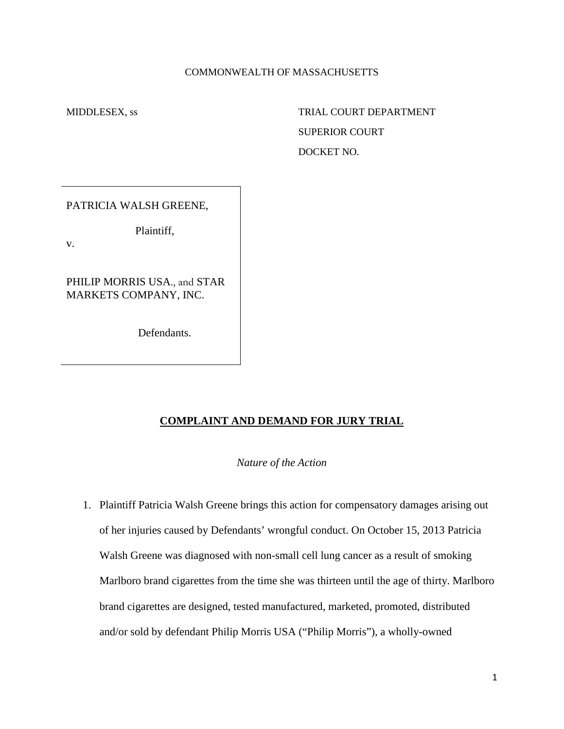COMMONWEALTH OF MASSACHUSETTS

MIDDLESEX, ss

TRIAL COURT DEPARTMENT
SUPERIOR COURT
DOCKET NO.

PATRICIA WALSH GREENE,

Plaintiff,

v.

PHILIP MORRIS USA., and STAR MARKETS COMPANY, INC.

Defendants.

## **COMPLAINT AND DEMAND FOR JURY TRIAL**

*Nature of the Action*

1. Plaintiff Patricia Walsh Greene brings this action for compensatory damages arising out of her injuries caused by Defendants' wrongful conduct. On October 15, 2013 Patricia Walsh Greene was diagnosed with non-small cell lung cancer as a result of smoking Marlboro brand cigarettes from the time she was thirteen until the age of thirty. Marlboro brand cigarettes are designed, tested manufactured, marketed, promoted, distributed and/or sold by defendant Philip Morris USA ("Philip Morris"), a wholly-owned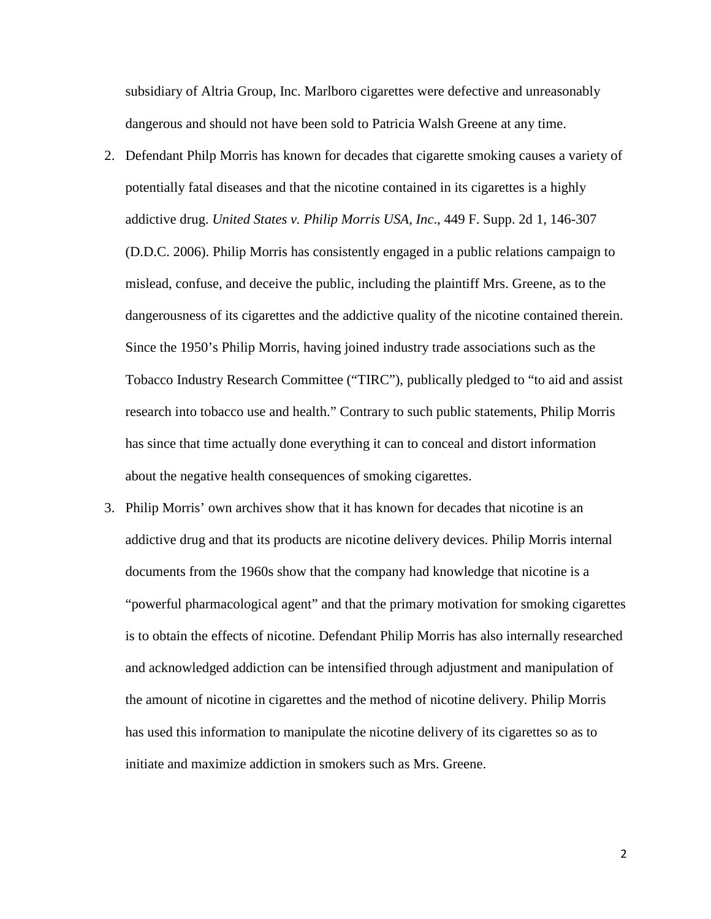subsidiary of Altria Group, Inc. Marlboro cigarettes were defective and unreasonably dangerous and should not have been sold to Patricia Walsh Greene at any time.

2. Defendant Philp Morris has known for decades that cigarette smoking causes a variety of potentially fatal diseases and that the nicotine contained in its cigarettes is a highly addictive drug. *United States v. Philip Morris USA, Inc*., 449 F. Supp. 2d 1, 146-307 (D.D.C. 2006). Philip Morris has consistently engaged in a public relations campaign to mislead, confuse, and deceive the public, including the plaintiff Mrs. Greene, as to the dangerousness of its cigarettes and the addictive quality of the nicotine contained therein. Since the 1950's Philip Morris, having joined industry trade associations such as the Tobacco Industry Research Committee ("TIRC"), publically pledged to "to aid and assist research into tobacco use and health." Contrary to such public statements, Philip Morris has since that time actually done everything it can to conceal and distort information about the negative health consequences of smoking cigarettes.
3. Philip Morris' own archives show that it has known for decades that nicotine is an addictive drug and that its products are nicotine delivery devices. Philip Morris internal documents from the 1960s show that the company had knowledge that nicotine is a "powerful pharmacological agent" and that the primary motivation for smoking cigarettes is to obtain the effects of nicotine. Defendant Philip Morris has also internally researched and acknowledged addiction can be intensified through adjustment and manipulation of the amount of nicotine in cigarettes and the method of nicotine delivery. Philip Morris has used this information to manipulate the nicotine delivery of its cigarettes so as to initiate and maximize addiction in smokers such as Mrs. Greene.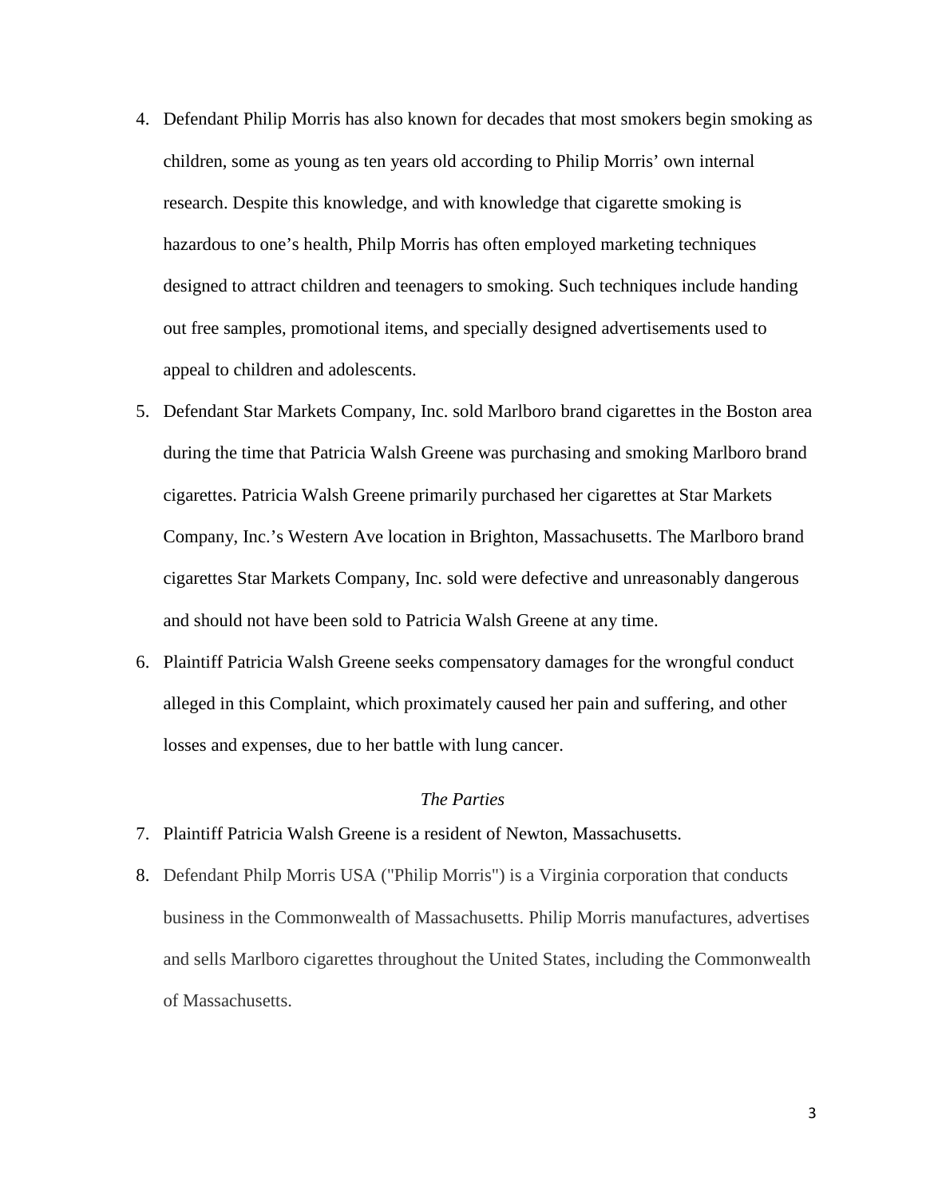4. Defendant Philip Morris has also known for decades that most smokers begin smoking as children, some as young as ten years old according to Philip Morris' own internal research. Despite this knowledge, and with knowledge that cigarette smoking is hazardous to one's health, Philp Morris has often employed marketing techniques designed to attract children and teenagers to smoking. Such techniques include handing out free samples, promotional items, and specially designed advertisements used to appeal to children and adolescents.
5. Defendant Star Markets Company, Inc. sold Marlboro brand cigarettes in the Boston area during the time that Patricia Walsh Greene was purchasing and smoking Marlboro brand cigarettes. Patricia Walsh Greene primarily purchased her cigarettes at Star Markets Company, Inc.'s Western Ave location in Brighton, Massachusetts. The Marlboro brand cigarettes Star Markets Company, Inc. sold were defective and unreasonably dangerous and should not have been sold to Patricia Walsh Greene at any time.
6. Plaintiff Patricia Walsh Greene seeks compensatory damages for the wrongful conduct alleged in this Complaint, which proximately caused her pain and suffering, and other losses and expenses, due to her battle with lung cancer.

*The Parties*

7. Plaintiff Patricia Walsh Greene is a resident of Newton, Massachusetts.
8. Defendant Philp Morris USA ("Philip Morris") is a Virginia corporation that conducts business in the Commonwealth of Massachusetts. Philip Morris manufactures, advertises and sells Marlboro cigarettes throughout the United States, including the Commonwealth of Massachusetts.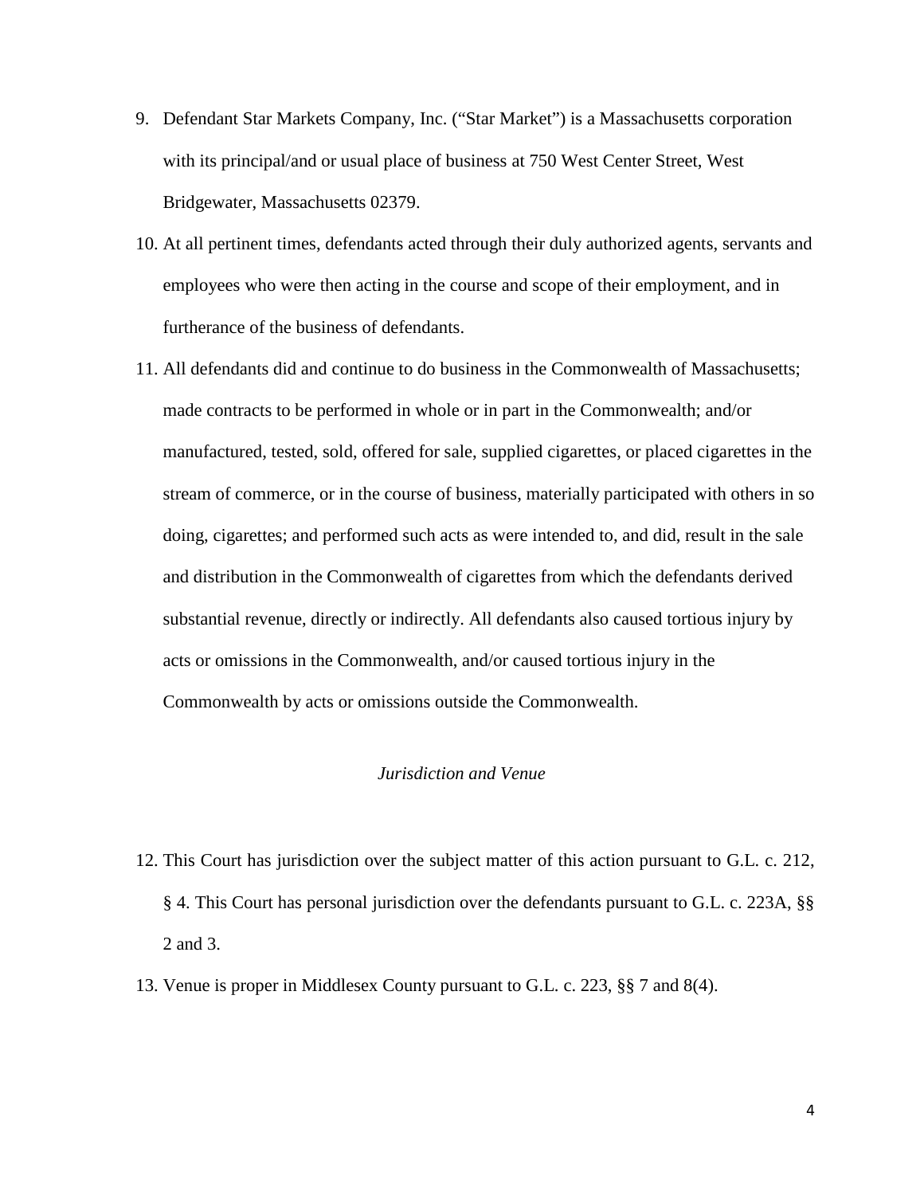9. Defendant Star Markets Company, Inc. ("Star Market") is a Massachusetts corporation with its principal/and or usual place of business at 750 West Center Street, West Bridgewater, Massachusetts 02379.

10. At all pertinent times, defendants acted through their duly authorized agents, servants and employees who were then acting in the course and scope of their employment, and in furtherance of the business of defendants.

11. All defendants did and continue to do business in the Commonwealth of Massachusetts; made contracts to be performed in whole or in part in the Commonwealth; and/or manufactured, tested, sold, offered for sale, supplied cigarettes, or placed cigarettes in the stream of commerce, or in the course of business, materially participated with others in so doing, cigarettes; and performed such acts as were intended to, and did, result in the sale and distribution in the Commonwealth of cigarettes from which the defendants derived substantial revenue, directly or indirectly. All defendants also caused tortious injury by acts or omissions in the Commonwealth, and/or caused tortious injury in the Commonwealth by acts or omissions outside the Commonwealth.

*Jurisdiction and Venue*

12. This Court has jurisdiction over the subject matter of this action pursuant to G.L. c. 212, § 4. This Court has personal jurisdiction over the defendants pursuant to G.L. c. 223A, §§ 2 and 3.

13. Venue is proper in Middlesex County pursuant to G.L. c. 223, §§ 7 and 8(4).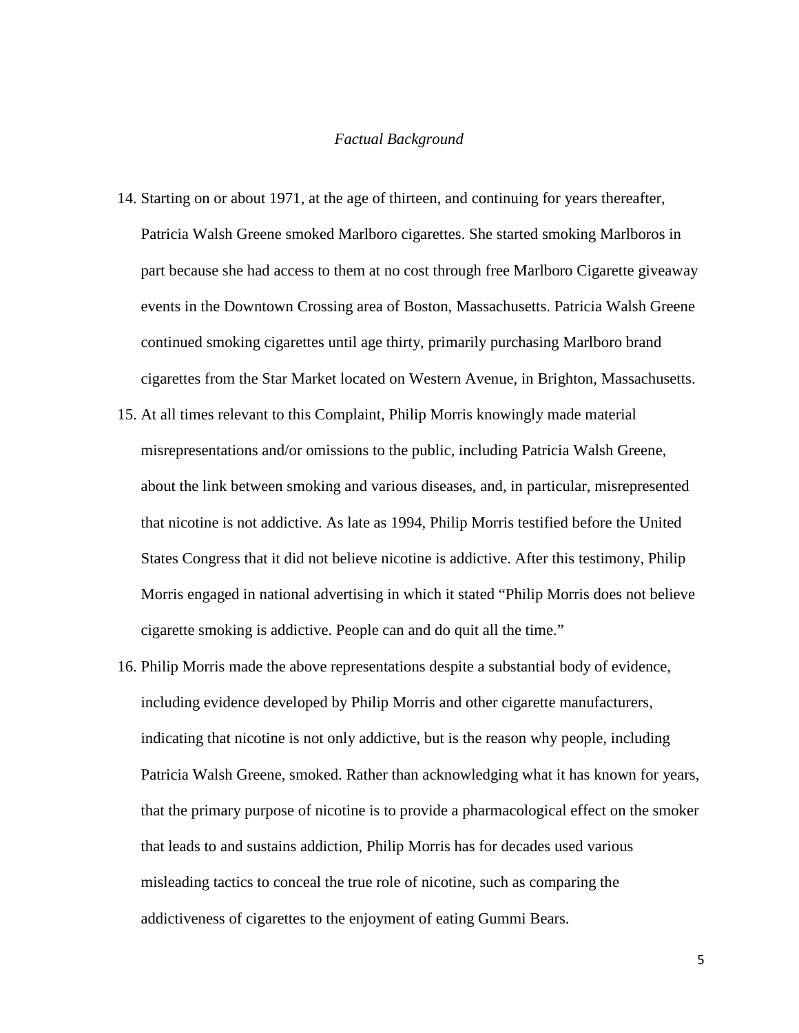*Factual Background*

14. Starting on or about 1971, at the age of thirteen, and continuing for years thereafter, Patricia Walsh Greene smoked Marlboro cigarettes. She started smoking Marlboros in part because she had access to them at no cost through free Marlboro Cigarette giveaway events in the Downtown Crossing area of Boston, Massachusetts. Patricia Walsh Greene continued smoking cigarettes until age thirty, primarily purchasing Marlboro brand cigarettes from the Star Market located on Western Avenue, in Brighton, Massachusetts.
15. At all times relevant to this Complaint, Philip Morris knowingly made material misrepresentations and/or omissions to the public, including Patricia Walsh Greene, about the link between smoking and various diseases, and, in particular, misrepresented that nicotine is not addictive. As late as 1994, Philip Morris testified before the United States Congress that it did not believe nicotine is addictive. After this testimony, Philip Morris engaged in national advertising in which it stated "Philip Morris does not believe cigarette smoking is addictive. People can and do quit all the time."
16. Philip Morris made the above representations despite a substantial body of evidence, including evidence developed by Philip Morris and other cigarette manufacturers, indicating that nicotine is not only addictive, but is the reason why people, including Patricia Walsh Greene, smoked. Rather than acknowledging what it has known for years, that the primary purpose of nicotine is to provide a pharmacological effect on the smoker that leads to and sustains addiction, Philip Morris has for decades used various misleading tactics to conceal the true role of nicotine, such as comparing the addictiveness of cigarettes to the enjoyment of eating Gummi Bears.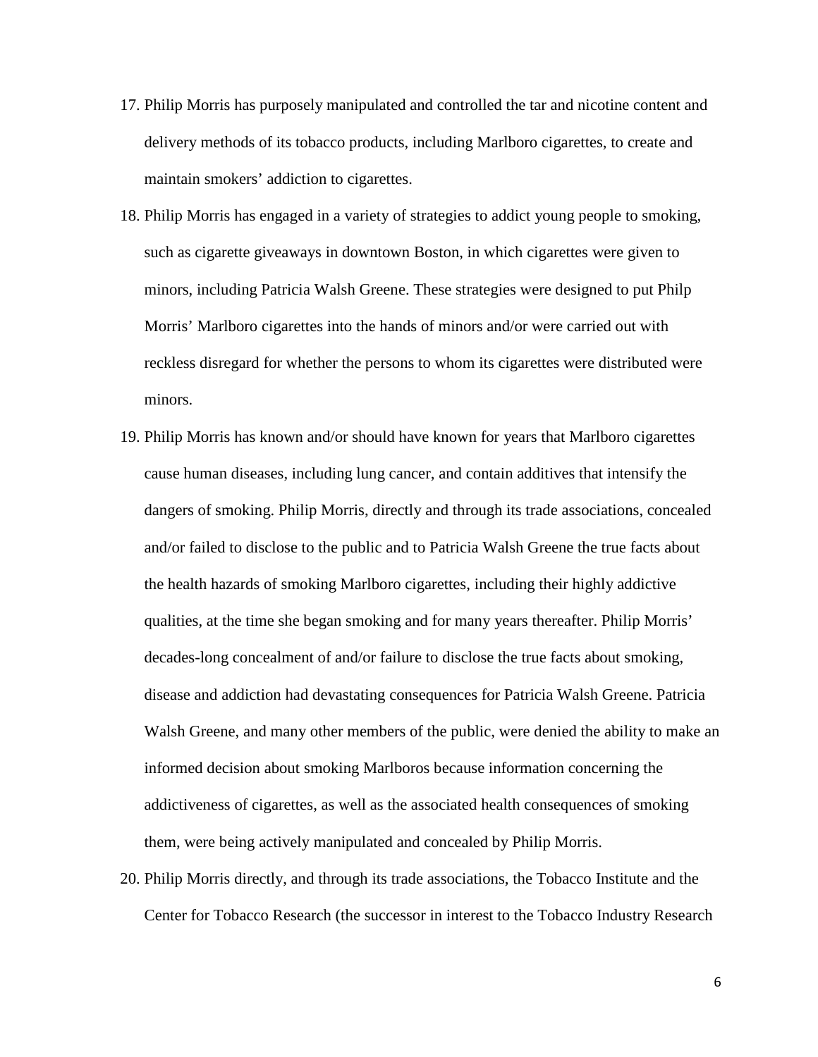17. Philip Morris has purposely manipulated and controlled the tar and nicotine content and delivery methods of its tobacco products, including Marlboro cigarettes, to create and maintain smokers' addiction to cigarettes.
18. Philip Morris has engaged in a variety of strategies to addict young people to smoking, such as cigarette giveaways in downtown Boston, in which cigarettes were given to minors, including Patricia Walsh Greene. These strategies were designed to put Philp Morris' Marlboro cigarettes into the hands of minors and/or were carried out with reckless disregard for whether the persons to whom its cigarettes were distributed were minors.
19. Philip Morris has known and/or should have known for years that Marlboro cigarettes cause human diseases, including lung cancer, and contain additives that intensify the dangers of smoking. Philip Morris, directly and through its trade associations, concealed and/or failed to disclose to the public and to Patricia Walsh Greene the true facts about the health hazards of smoking Marlboro cigarettes, including their highly addictive qualities, at the time she began smoking and for many years thereafter. Philip Morris' decades-long concealment of and/or failure to disclose the true facts about smoking, disease and addiction had devastating consequences for Patricia Walsh Greene. Patricia Walsh Greene, and many other members of the public, were denied the ability to make an informed decision about smoking Marlboros because information concerning the addictiveness of cigarettes, as well as the associated health consequences of smoking them, were being actively manipulated and concealed by Philip Morris.
20. Philip Morris directly, and through its trade associations, the Tobacco Institute and the Center for Tobacco Research (the successor in interest to the Tobacco Industry Research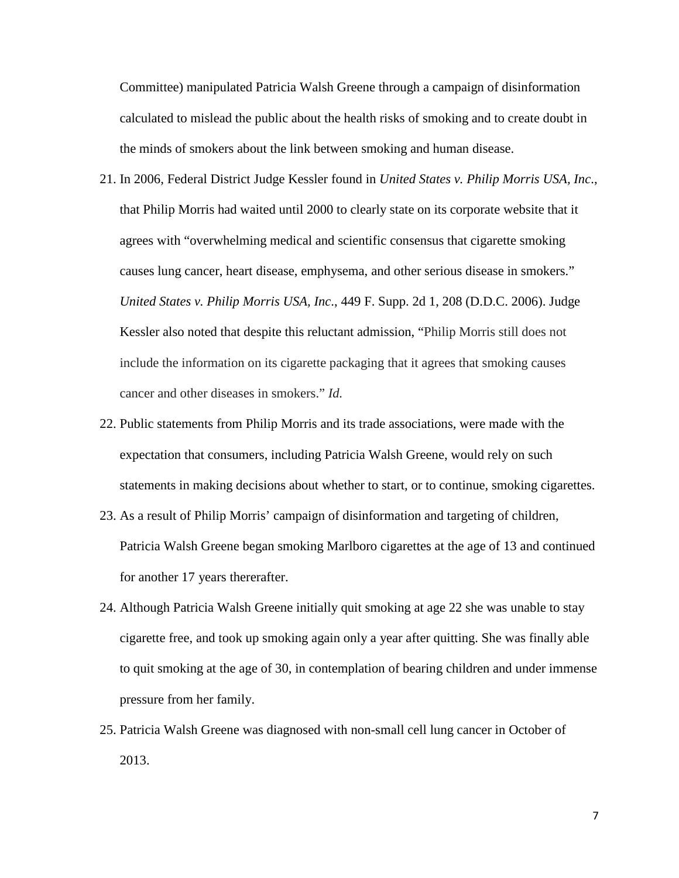Committee) manipulated Patricia Walsh Greene through a campaign of disinformation calculated to mislead the public about the health risks of smoking and to create doubt in the minds of smokers about the link between smoking and human disease.

21. In 2006, Federal District Judge Kessler found in *United States v. Philip Morris USA, Inc*., that Philip Morris had waited until 2000 to clearly state on its corporate website that it agrees with "overwhelming medical and scientific consensus that cigarette smoking causes lung cancer, heart disease, emphysema, and other serious disease in smokers." *United States v. Philip Morris USA, Inc*., 449 F. Supp. 2d 1, 208 (D.D.C. 2006). Judge Kessler also noted that despite this reluctant admission, "Philip Morris still does not include the information on its cigarette packaging that it agrees that smoking causes cancer and other diseases in smokers." *Id.*

22. Public statements from Philip Morris and its trade associations, were made with the expectation that consumers, including Patricia Walsh Greene, would rely on such statements in making decisions about whether to start, or to continue, smoking cigarettes.

23. As a result of Philip Morris' campaign of disinformation and targeting of children, Patricia Walsh Greene began smoking Marlboro cigarettes at the age of 13 and continued for another 17 years thererafter.

24. Although Patricia Walsh Greene initially quit smoking at age 22 she was unable to stay cigarette free, and took up smoking again only a year after quitting. She was finally able to quit smoking at the age of 30, in contemplation of bearing children and under immense pressure from her family.

25. Patricia Walsh Greene was diagnosed with non-small cell lung cancer in October of 2013.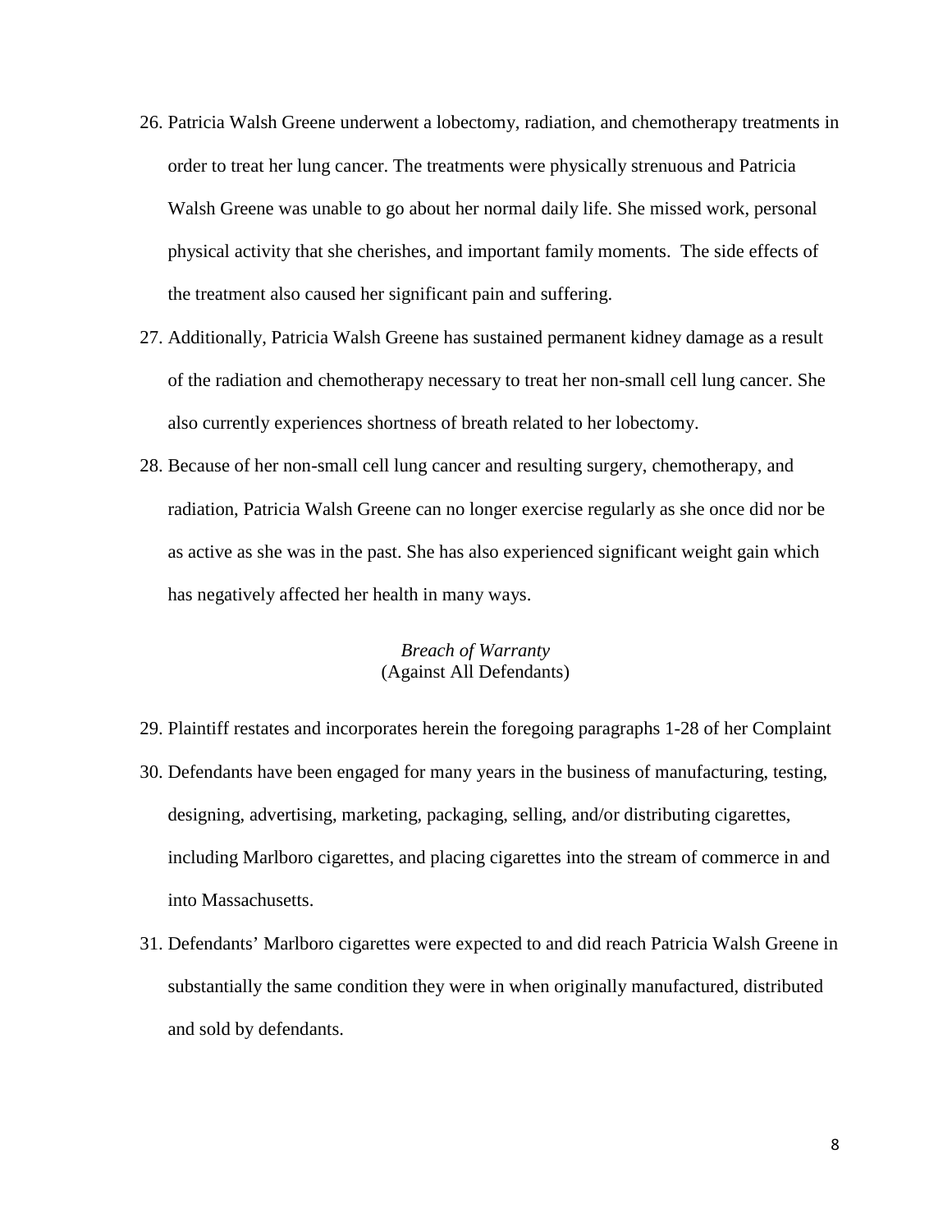26. Patricia Walsh Greene underwent a lobectomy, radiation, and chemotherapy treatments in order to treat her lung cancer. The treatments were physically strenuous and Patricia Walsh Greene was unable to go about her normal daily life. She missed work, personal physical activity that she cherishes, and important family moments. The side effects of the treatment also caused her significant pain and suffering.

27. Additionally, Patricia Walsh Greene has sustained permanent kidney damage as a result of the radiation and chemotherapy necessary to treat her non-small cell lung cancer. She also currently experiences shortness of breath related to her lobectomy.

28. Because of her non-small cell lung cancer and resulting surgery, chemotherapy, and radiation, Patricia Walsh Greene can no longer exercise regularly as she once did nor be as active as she was in the past. She has also experienced significant weight gain which has negatively affected her health in many ways.

*Breach of Warranty*
(Against All Defendants)

29. Plaintiff restates and incorporates herein the foregoing paragraphs 1-28 of her Complaint

30. Defendants have been engaged for many years in the business of manufacturing, testing, designing, advertising, marketing, packaging, selling, and/or distributing cigarettes, including Marlboro cigarettes, and placing cigarettes into the stream of commerce in and into Massachusetts.

31. Defendants' Marlboro cigarettes were expected to and did reach Patricia Walsh Greene in substantially the same condition they were in when originally manufactured, distributed and sold by defendants.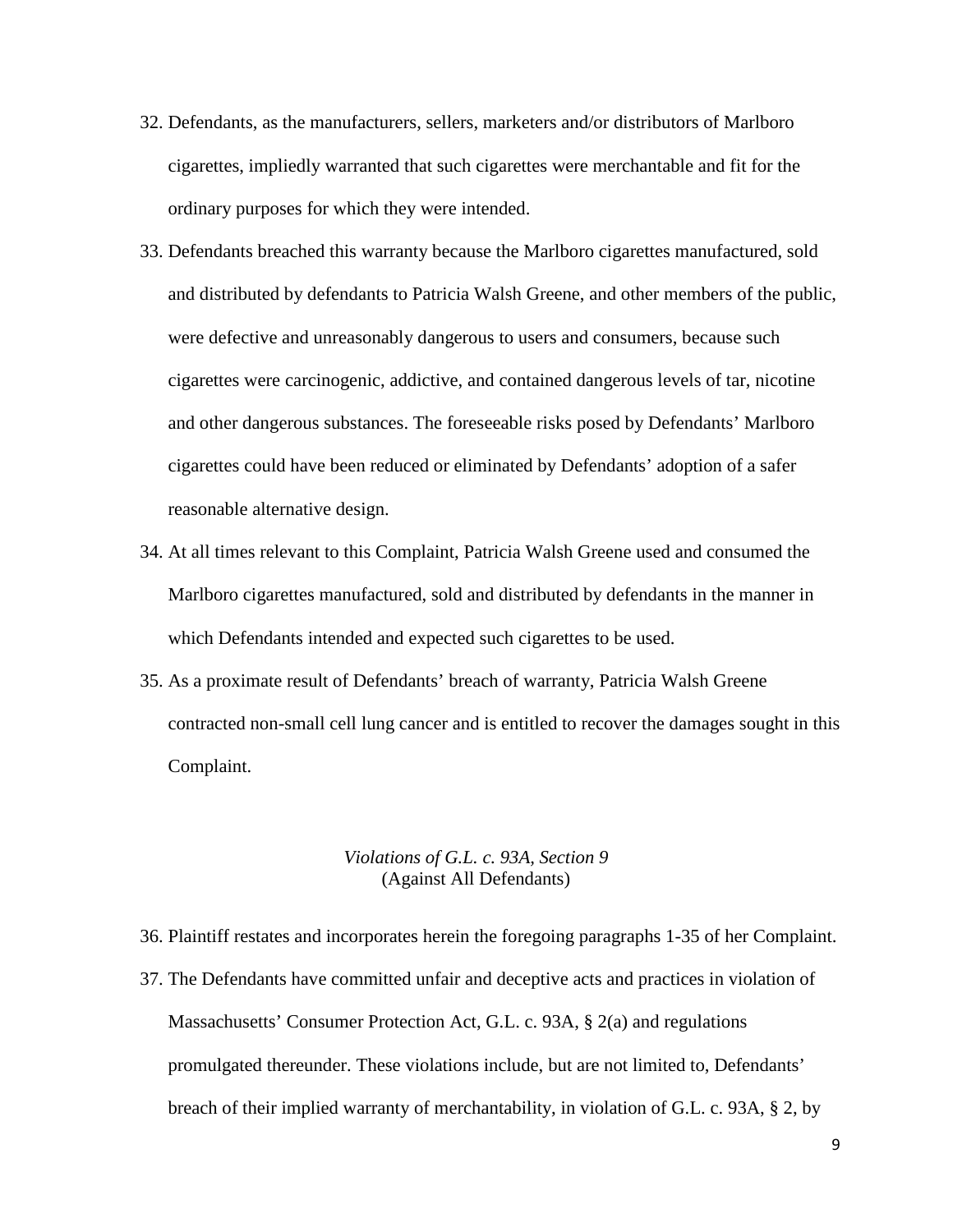32. Defendants, as the manufacturers, sellers, marketers and/or distributors of Marlboro cigarettes, impliedly warranted that such cigarettes were merchantable and fit for the ordinary purposes for which they were intended.

33. Defendants breached this warranty because the Marlboro cigarettes manufactured, sold and distributed by defendants to Patricia Walsh Greene, and other members of the public, were defective and unreasonably dangerous to users and consumers, because such cigarettes were carcinogenic, addictive, and contained dangerous levels of tar, nicotine and other dangerous substances. The foreseeable risks posed by Defendants' Marlboro cigarettes could have been reduced or eliminated by Defendants' adoption of a safer reasonable alternative design.

34. At all times relevant to this Complaint, Patricia Walsh Greene used and consumed the Marlboro cigarettes manufactured, sold and distributed by defendants in the manner in which Defendants intended and expected such cigarettes to be used.

35. As a proximate result of Defendants' breach of warranty, Patricia Walsh Greene contracted non-small cell lung cancer and is entitled to recover the damages sought in this Complaint.

*Violations of G.L. c. 93A, Section 9*
(Against All Defendants)

36. Plaintiff restates and incorporates herein the foregoing paragraphs 1-35 of her Complaint.

37. The Defendants have committed unfair and deceptive acts and practices in violation of Massachusetts' Consumer Protection Act, G.L. c. 93A, § 2(a) and regulations promulgated thereunder. These violations include, but are not limited to, Defendants' breach of their implied warranty of merchantability, in violation of G.L. c. 93A, § 2, by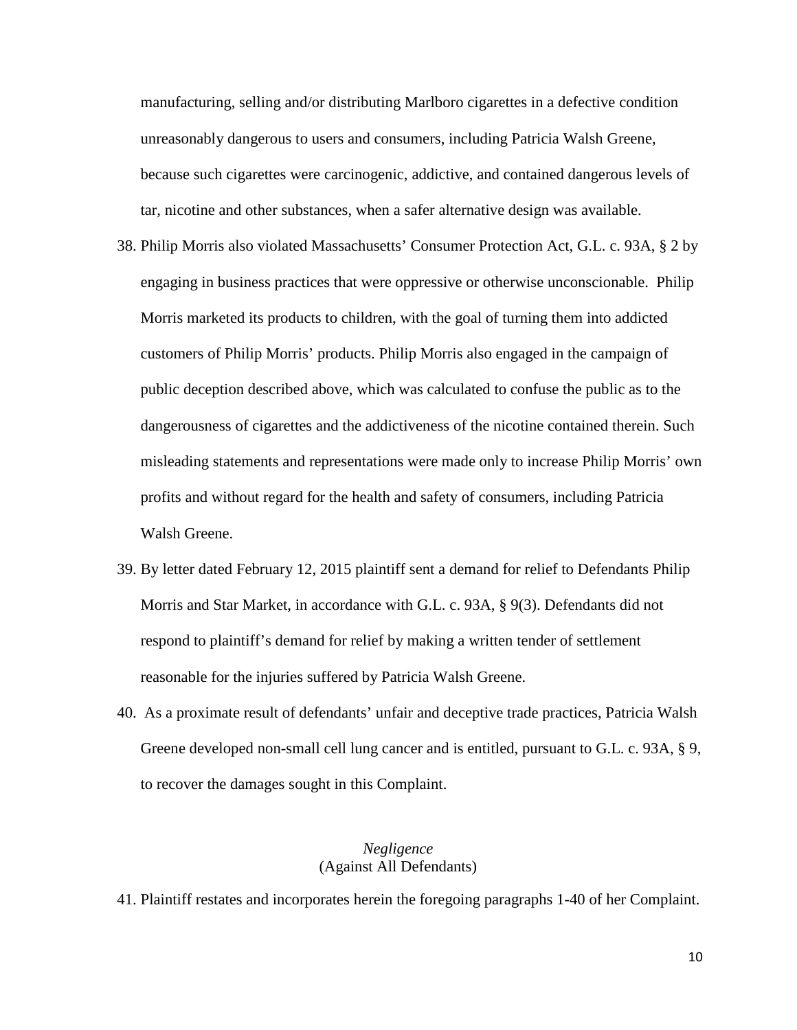manufacturing, selling and/or distributing Marlboro cigarettes in a defective condition unreasonably dangerous to users and consumers, including Patricia Walsh Greene, because such cigarettes were carcinogenic, addictive, and contained dangerous levels of tar, nicotine and other substances, when a safer alternative design was available.

38. Philip Morris also violated Massachusetts' Consumer Protection Act, G.L. c. 93A, § 2 by engaging in business practices that were oppressive or otherwise unconscionable. Philip Morris marketed its products to children, with the goal of turning them into addicted customers of Philip Morris' products. Philip Morris also engaged in the campaign of public deception described above, which was calculated to confuse the public as to the dangerousness of cigarettes and the addictiveness of the nicotine contained therein. Such misleading statements and representations were made only to increase Philip Morris' own profits and without regard for the health and safety of consumers, including Patricia Walsh Greene.

39. By letter dated February 12, 2015 plaintiff sent a demand for relief to Defendants Philip Morris and Star Market, in accordance with G.L. c. 93A, § 9(3). Defendants did not respond to plaintiff's demand for relief by making a written tender of settlement reasonable for the injuries suffered by Patricia Walsh Greene.

40. As a proximate result of defendants' unfair and deceptive trade practices, Patricia Walsh Greene developed non-small cell lung cancer and is entitled, pursuant to G.L. c. 93A, § 9, to recover the damages sought in this Complaint.

*Negligence*
(Against All Defendants)

41. Plaintiff restates and incorporates herein the foregoing paragraphs 1-40 of her Complaint.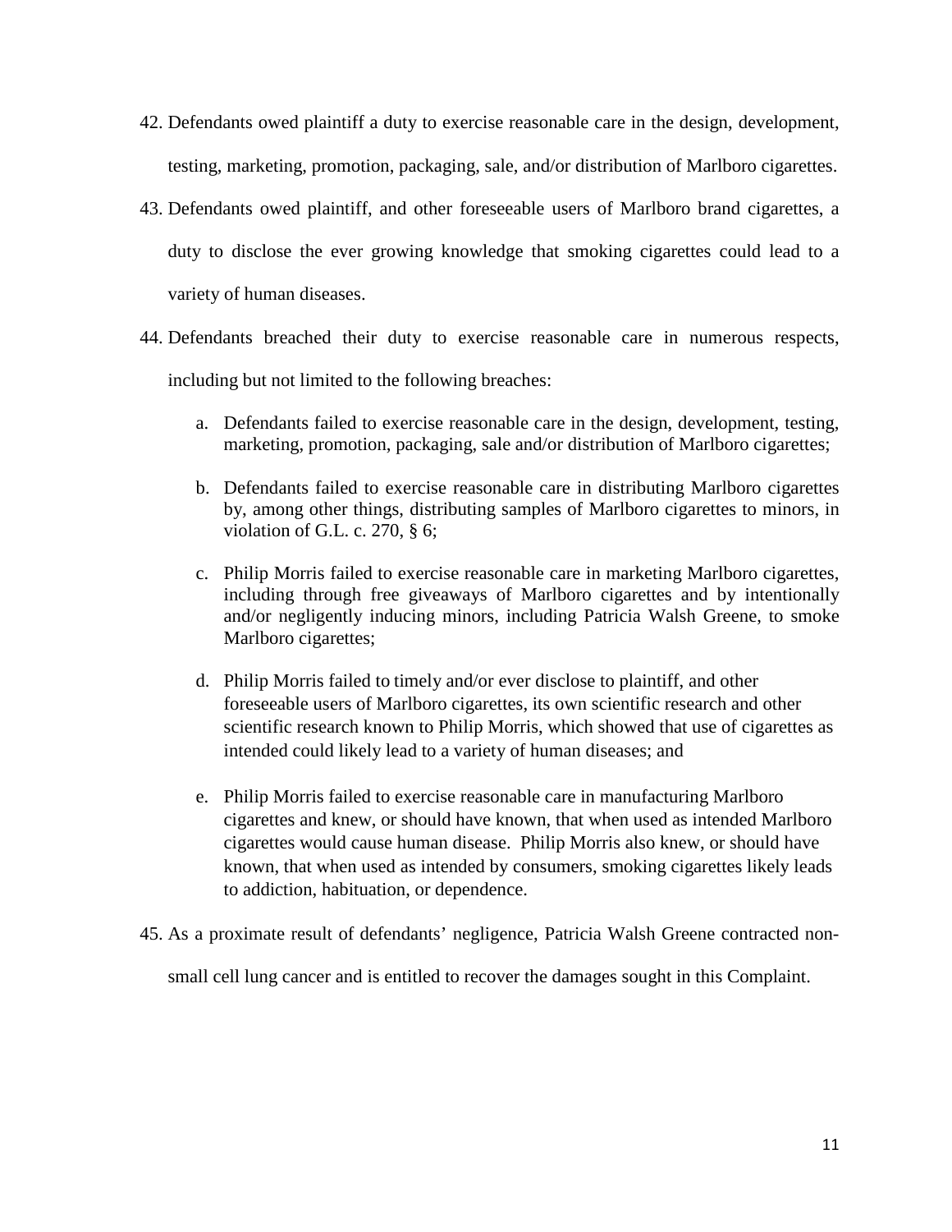42. Defendants owed plaintiff a duty to exercise reasonable care in the design, development, testing, marketing, promotion, packaging, sale, and/or distribution of Marlboro cigarettes.

43. Defendants owed plaintiff, and other foreseeable users of Marlboro brand cigarettes, a duty to disclose the ever growing knowledge that smoking cigarettes could lead to a variety of human diseases.

44. Defendants breached their duty to exercise reasonable care in numerous respects, including but not limited to the following breaches:

    a. Defendants failed to exercise reasonable care in the design, development, testing, marketing, promotion, packaging, sale and/or distribution of Marlboro cigarettes;

    b. Defendants failed to exercise reasonable care in distributing Marlboro cigarettes by, among other things, distributing samples of Marlboro cigarettes to minors, in violation of G.L. c. 270, § 6;

    c. Philip Morris failed to exercise reasonable care in marketing Marlboro cigarettes, including through free giveaways of Marlboro cigarettes and by intentionally and/or negligently inducing minors, including Patricia Walsh Greene, to smoke Marlboro cigarettes;

    d. Philip Morris failed to timely and/or ever disclose to plaintiff, and other foreseeable users of Marlboro cigarettes, its own scientific research and other scientific research known to Philip Morris, which showed that use of cigarettes as intended could likely lead to a variety of human diseases; and

    e. Philip Morris failed to exercise reasonable care in manufacturing Marlboro cigarettes and knew, or should have known, that when used as intended Marlboro cigarettes would cause human disease. Philip Morris also knew, or should have known, that when used as intended by consumers, smoking cigarettes likely leads to addiction, habituation, or dependence.

45. As a proximate result of defendants' negligence, Patricia Walsh Greene contracted non-small cell lung cancer and is entitled to recover the damages sought in this Complaint.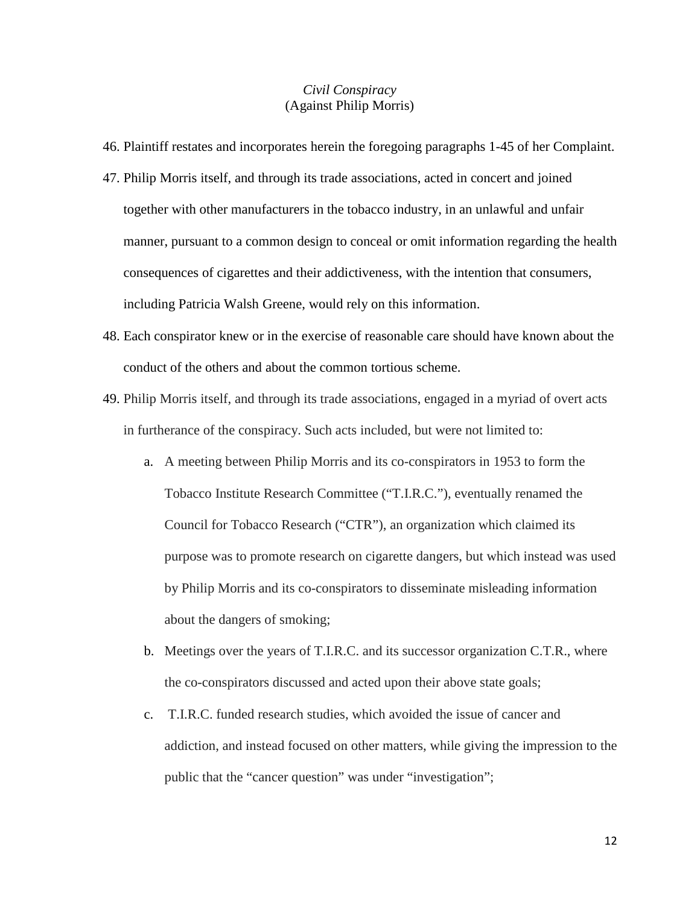*Civil Conspiracy*
(Against Philip Morris)

46. Plaintiff restates and incorporates herein the foregoing paragraphs 1-45 of her Complaint.
47. Philip Morris itself, and through its trade associations, acted in concert and joined together with other manufacturers in the tobacco industry, in an unlawful and unfair manner, pursuant to a common design to conceal or omit information regarding the health consequences of cigarettes and their addictiveness, with the intention that consumers, including Patricia Walsh Greene, would rely on this information.
48. Each conspirator knew or in the exercise of reasonable care should have known about the conduct of the others and about the common tortious scheme.
49. Philip Morris itself, and through its trade associations, engaged in a myriad of overt acts in furtherance of the conspiracy. Such acts included, but were not limited to:
    a. A meeting between Philip Morris and its co-conspirators in 1953 to form the Tobacco Institute Research Committee ("T.I.R.C."), eventually renamed the Council for Tobacco Research ("CTR"), an organization which claimed its purpose was to promote research on cigarette dangers, but which instead was used by Philip Morris and its co-conspirators to disseminate misleading information about the dangers of smoking;
    b. Meetings over the years of T.I.R.C. and its successor organization C.T.R., where the co-conspirators discussed and acted upon their above state goals;
    c. T.I.R.C. funded research studies, which avoided the issue of cancer and addiction, and instead focused on other matters, while giving the impression to the public that the "cancer question" was under "investigation";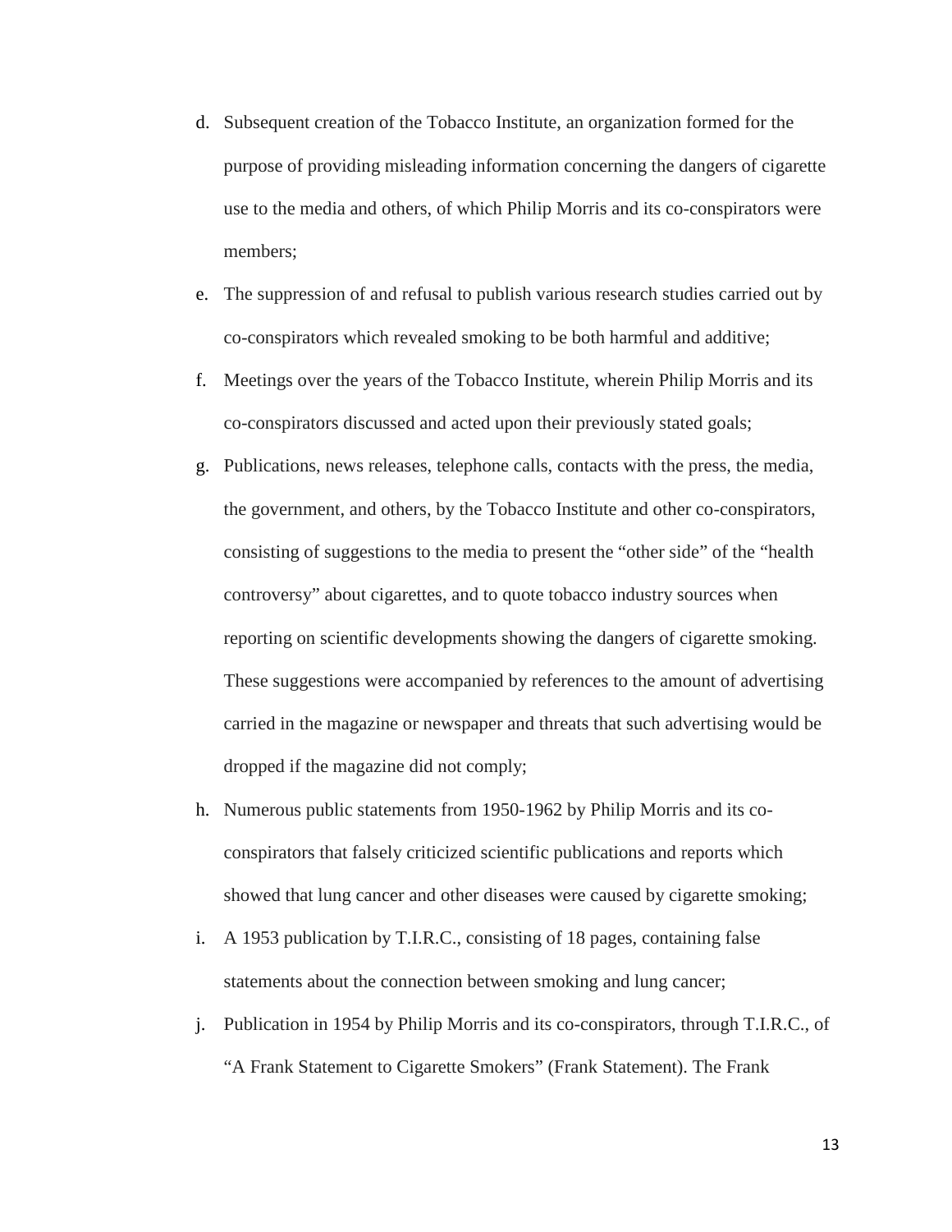d. Subsequent creation of the Tobacco Institute, an organization formed for the purpose of providing misleading information concerning the dangers of cigarette use to the media and others, of which Philip Morris and its co-conspirators were members;

e. The suppression of and refusal to publish various research studies carried out by co-conspirators which revealed smoking to be both harmful and additive;

f. Meetings over the years of the Tobacco Institute, wherein Philip Morris and its co-conspirators discussed and acted upon their previously stated goals;

g. Publications, news releases, telephone calls, contacts with the press, the media, the government, and others, by the Tobacco Institute and other co-conspirators, consisting of suggestions to the media to present the "other side" of the "health controversy" about cigarettes, and to quote tobacco industry sources when reporting on scientific developments showing the dangers of cigarette smoking. These suggestions were accompanied by references to the amount of advertising carried in the magazine or newspaper and threats that such advertising would be dropped if the magazine did not comply;

h. Numerous public statements from 1950-1962 by Philip Morris and its co-conspirators that falsely criticized scientific publications and reports which showed that lung cancer and other diseases were caused by cigarette smoking;

i. A 1953 publication by T.I.R.C., consisting of 18 pages, containing false statements about the connection between smoking and lung cancer;

j. Publication in 1954 by Philip Morris and its co-conspirators, through T.I.R.C., of "A Frank Statement to Cigarette Smokers" (Frank Statement). The Frank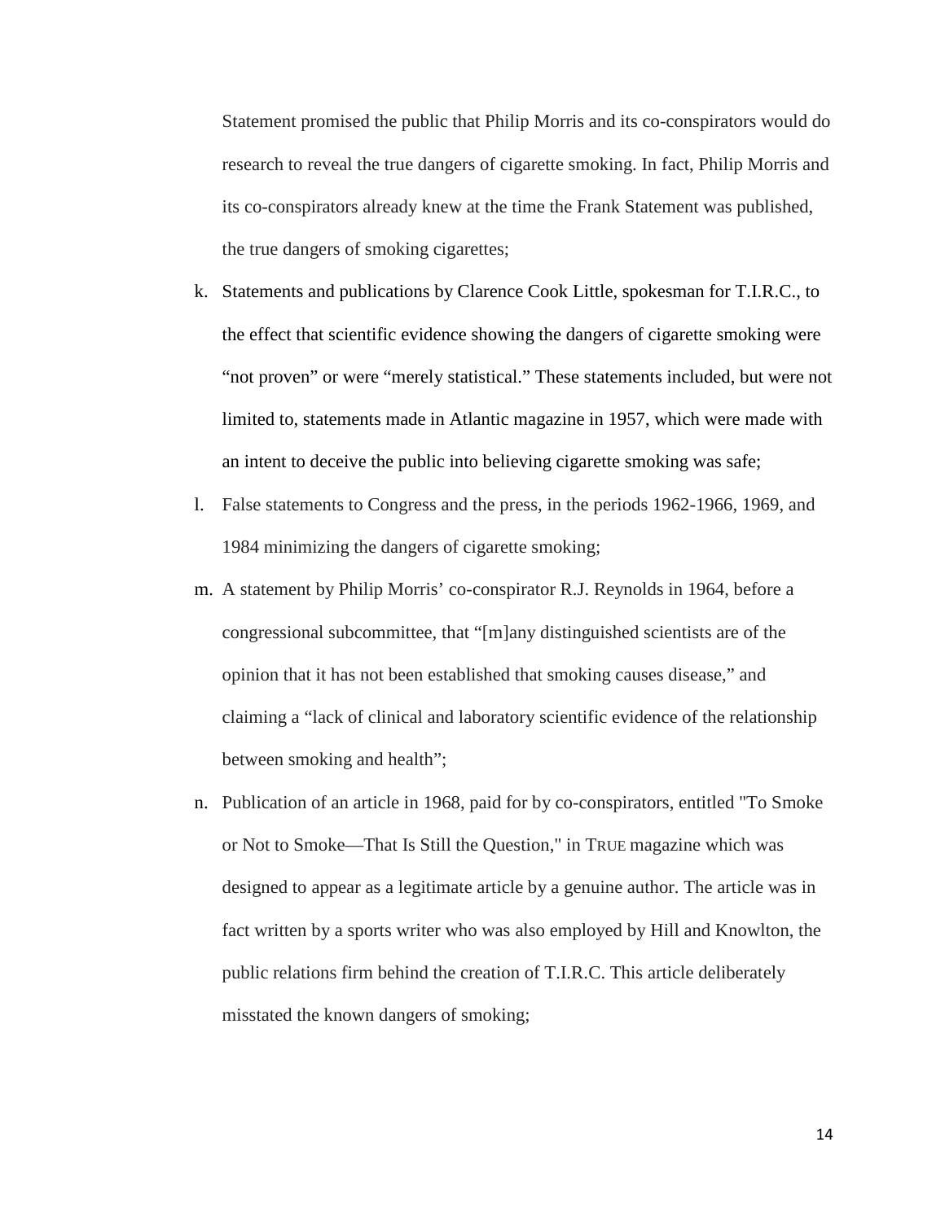Statement promised the public that Philip Morris and its co-conspirators would do research to reveal the true dangers of cigarette smoking. In fact, Philip Morris and its co-conspirators already knew at the time the Frank Statement was published, the true dangers of smoking cigarettes;

k. Statements and publications by Clarence Cook Little, spokesman for T.I.R.C., to the effect that scientific evidence showing the dangers of cigarette smoking were "not proven" or were "merely statistical." These statements included, but were not limited to, statements made in Atlantic magazine in 1957, which were made with an intent to deceive the public into believing cigarette smoking was safe;

l. False statements to Congress and the press, in the periods 1962-1966, 1969, and 1984 minimizing the dangers of cigarette smoking;

m. A statement by Philip Morris' co-conspirator R.J. Reynolds in 1964, before a congressional subcommittee, that "[m]any distinguished scientists are of the opinion that it has not been established that smoking causes disease," and claiming a "lack of clinical and laboratory scientific evidence of the relationship between smoking and health";

n. Publication of an article in 1968, paid for by co-conspirators, entitled "To Smoke or Not to Smoke—That Is Still the Question," in TRUE magazine which was designed to appear as a legitimate article by a genuine author. The article was in fact written by a sports writer who was also employed by Hill and Knowlton, the public relations firm behind the creation of T.I.R.C. This article deliberately misstated the known dangers of smoking;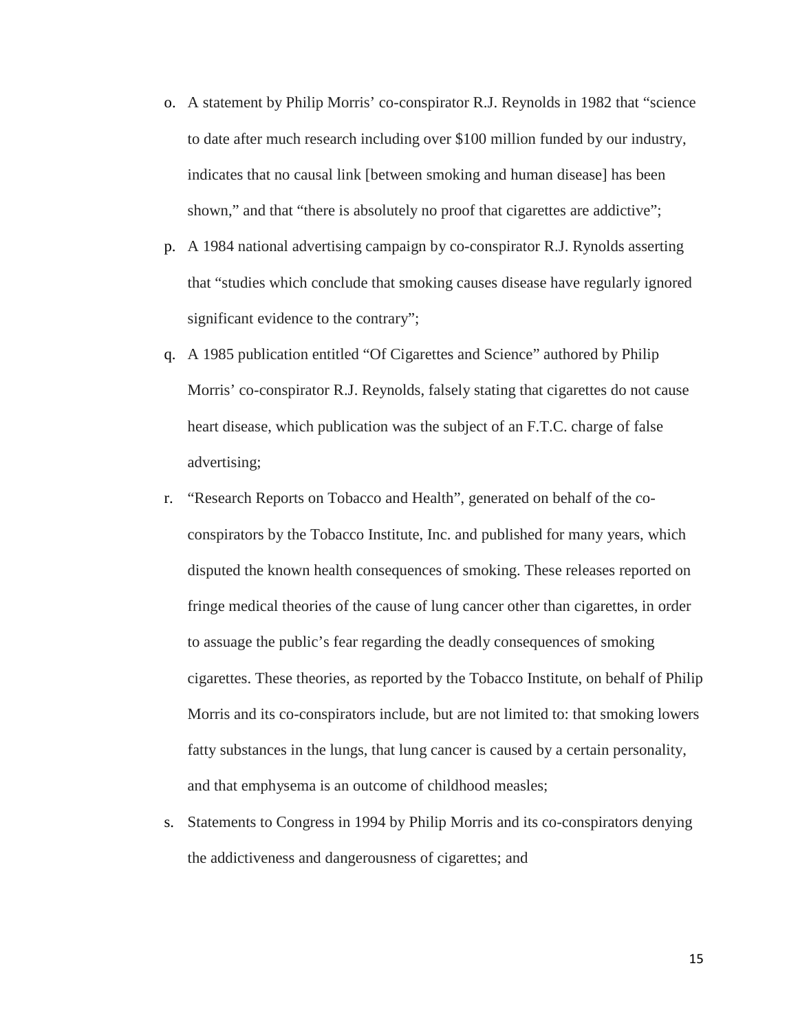o. A statement by Philip Morris' co-conspirator R.J. Reynolds in 1982 that "science to date after much research including over $100 million funded by our industry, indicates that no causal link [between smoking and human disease] has been shown," and that "there is absolutely no proof that cigarettes are addictive";

p. A 1984 national advertising campaign by co-conspirator R.J. Rynolds asserting that "studies which conclude that smoking causes disease have regularly ignored significant evidence to the contrary";

q. A 1985 publication entitled "Of Cigarettes and Science" authored by Philip Morris' co-conspirator R.J. Reynolds, falsely stating that cigarettes do not cause heart disease, which publication was the subject of an F.T.C. charge of false advertising;

r. "Research Reports on Tobacco and Health", generated on behalf of the co-conspirators by the Tobacco Institute, Inc. and published for many years, which disputed the known health consequences of smoking. These releases reported on fringe medical theories of the cause of lung cancer other than cigarettes, in order to assuage the public's fear regarding the deadly consequences of smoking cigarettes. These theories, as reported by the Tobacco Institute, on behalf of Philip Morris and its co-conspirators include, but are not limited to: that smoking lowers fatty substances in the lungs, that lung cancer is caused by a certain personality, and that emphysema is an outcome of childhood measles;

s. Statements to Congress in 1994 by Philip Morris and its co-conspirators denying the addictiveness and dangerousness of cigarettes; and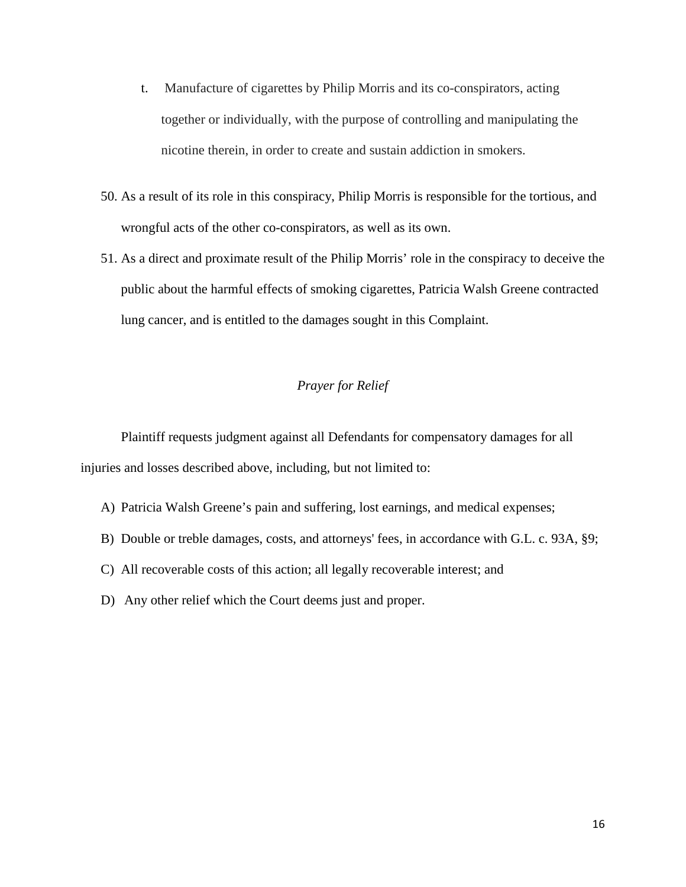t. Manufacture of cigarettes by Philip Morris and its co-conspirators, acting together or individually, with the purpose of controlling and manipulating the nicotine therein, in order to create and sustain addiction in smokers.

50. As a result of its role in this conspiracy, Philip Morris is responsible for the tortious, and wrongful acts of the other co-conspirators, as well as its own.
51. As a direct and proximate result of the Philip Morris' role in the conspiracy to deceive the public about the harmful effects of smoking cigarettes, Patricia Walsh Greene contracted lung cancer, and is entitled to the damages sought in this Complaint.

*Prayer for Relief*

Plaintiff requests judgment against all Defendants for compensatory damages for all injuries and losses described above, including, but not limited to:

A) Patricia Walsh Greene's pain and suffering, lost earnings, and medical expenses;
B) Double or treble damages, costs, and attorneys' fees, in accordance with G.L. c. 93A, §9;
C) All recoverable costs of this action; all legally recoverable interest; and
D) Any other relief which the Court deems just and proper.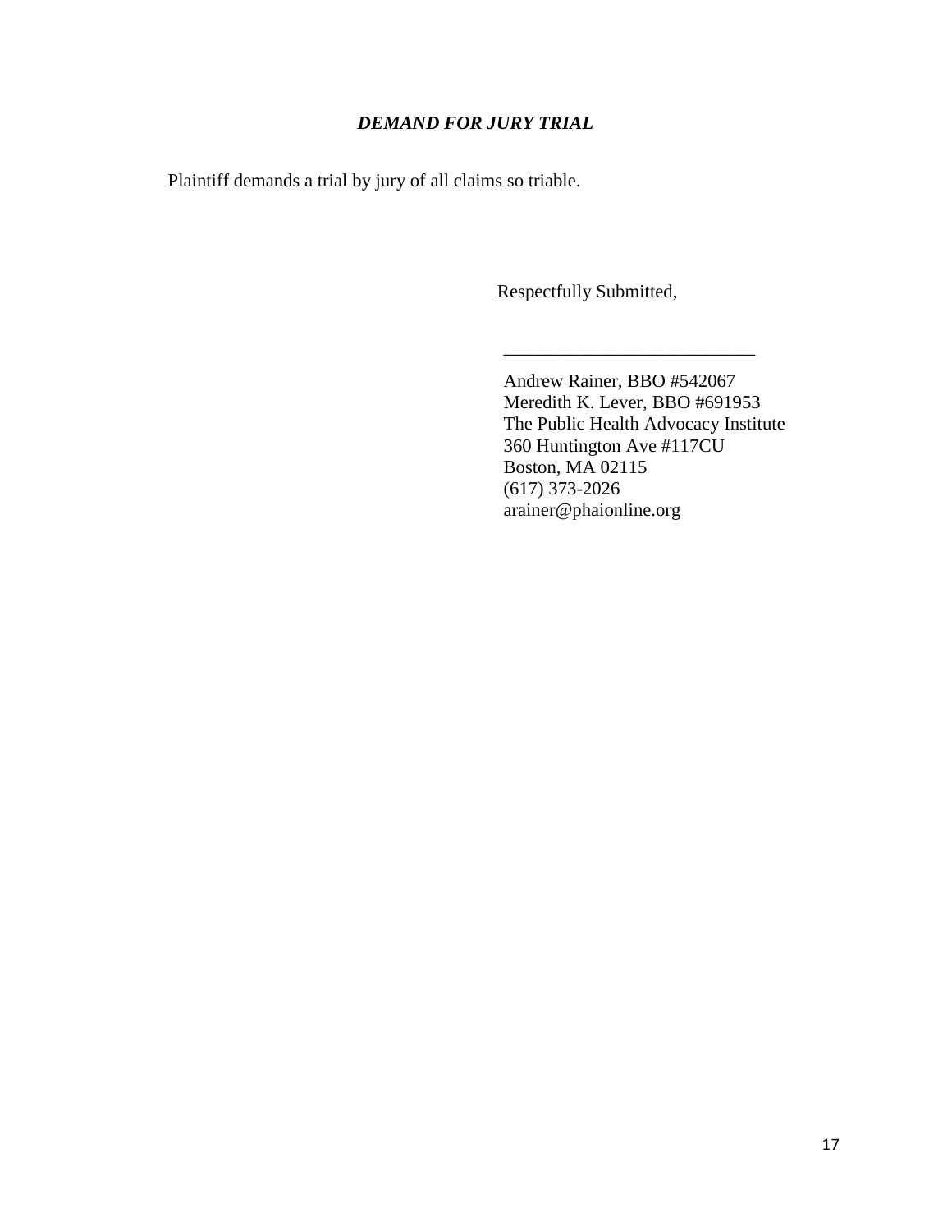## ***DEMAND FOR JURY TRIAL***

Plaintiff demands a trial by jury of all claims so triable.

Respectfully Submitted,

___________________________

Andrew Rainer, BBO #542067
Meredith K. Lever, BBO #691953
The Public Health Advocacy Institute
360 Huntington Ave #117CU
Boston, MA 02115
(617) 373-2026
arainer@phaionline.org